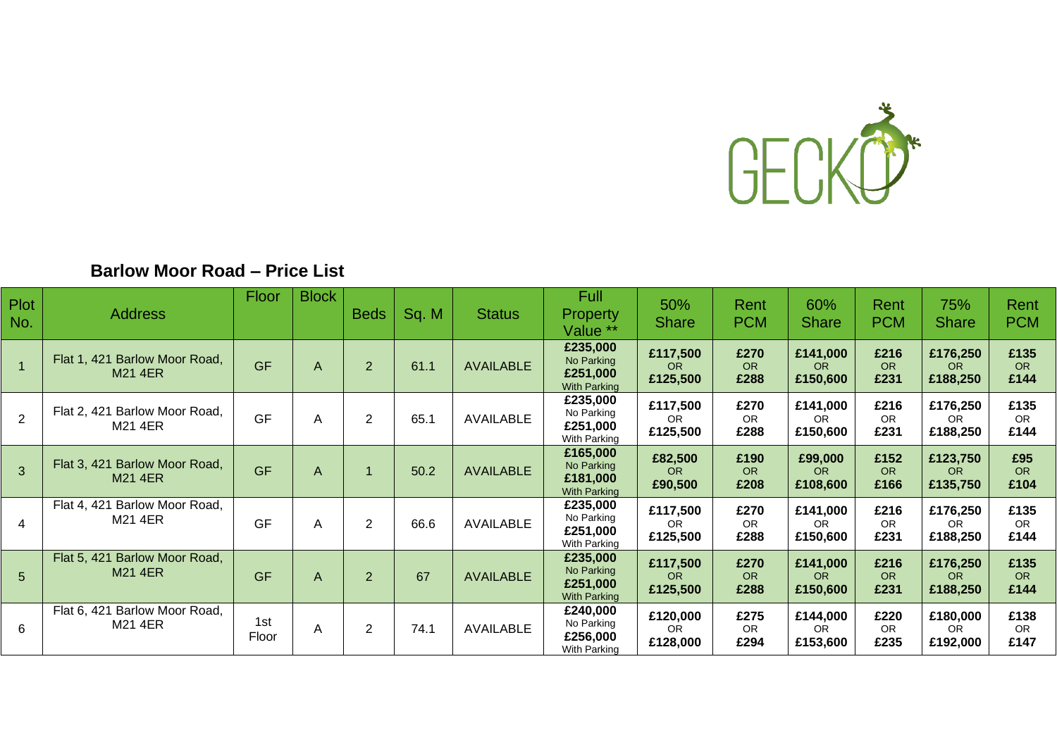GECKO

## Barlow Moor Road – Price List

| Plot No. | Address | Floor | Block | Beds | Sq. M | Status | Full Property Value ** | 50% Share | Rent PCM | 60% Share | Rent PCM | 75% Share | Rent PCM |
|---|---|---|---|---|---|---|---|---|---|---|---|---|---|
| 1 | Flat 1, 421 Barlow Moor Road, M21 4ER | GF | A | 2 | 61.1 | AVAILABLE | **£235,000** No Parking **£251,000** With Parking | **£117,500** OR **£125,500** | **£270** OR **£288** | **£141,000** OR **£150,600** | **£216** OR **£231** | **£176,250** OR **£188,250** | **£135** OR **£144** |
| 2 | Flat 2, 421 Barlow Moor Road, M21 4ER | GF | A | 2 | 65.1 | AVAILABLE | **£235,000** No Parking **£251,000** With Parking | **£117,500** OR **£125,500** | **£270** OR **£288** | **£141,000** OR **£150,600** | **£216** OR **£231** | **£176,250** OR **£188,250** | **£135** OR **£144** |
| 3 | Flat 3, 421 Barlow Moor Road, M21 4ER | GF | A | 1 | 50.2 | AVAILABLE | **£165,000** No Parking **£181,000** With Parking | **£82,500** OR **£90,500** | **£190** OR **£208** | **£99,000** OR **£108,600** | **£152** OR **£166** | **£123,750** OR **£135,750** | **£95** OR **£104** |
| 4 | Flat 4, 421 Barlow Moor Road, M21 4ER | GF | A | 2 | 66.6 | AVAILABLE | **£235,000** No Parking **£251,000** With Parking | **£117,500** OR **£125,500** | **£270** OR **£288** | **£141,000** OR **£150,600** | **£216** OR **£231** | **£176,250** OR **£188,250** | **£135** OR **£144** |
| 5 | Flat 5, 421 Barlow Moor Road, M21 4ER | GF | A | 2 | 67 | AVAILABLE | **£235,000** No Parking **£251,000** With Parking | **£117,500** OR **£125,500** | **£270** OR **£288** | **£141,000** OR **£150,600** | **£216** OR **£231** | **£176,250** OR **£188,250** | **£135** OR **£144** |
| 6 | Flat 6, 421 Barlow Moor Road, M21 4ER | 1st Floor | A | 2 | 74.1 | AVAILABLE | **£240,000** No Parking **£256,000** With Parking | **£120,000** OR **£128,000** | **£275** OR **£294** | **£144,000** OR **£153,600** | **£220** OR **£235** | **£180,000** OR **£192,000** | **£138** OR **£147** |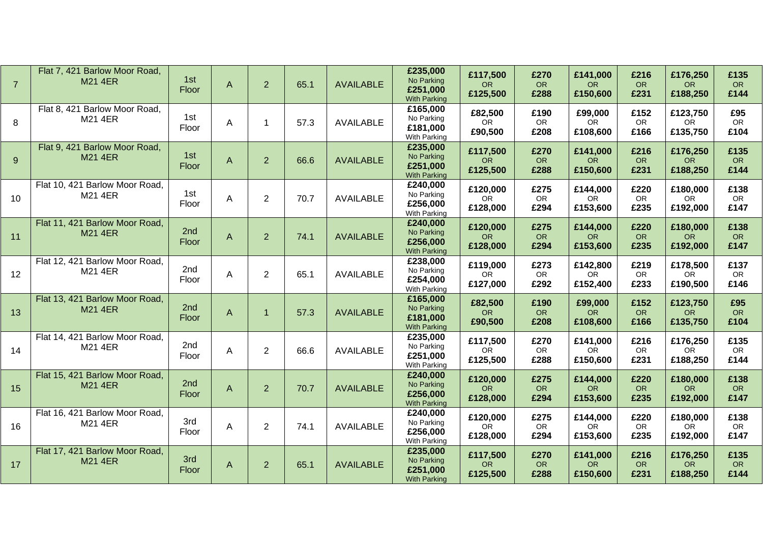| 7 | Flat 7, 421 Barlow Moor Road, M21 4ER | 1st Floor | A | 2 | 65.1 | AVAILABLE | **£235,000** No Parking **£251,000** With Parking | **£117,500** OR **£125,500** | **£270** OR **£288** | **£141,000** OR **£150,600** | **£216** OR **£231** | **£176,250** OR **£188,250** | **£135** OR **£144** |
|---|---|---|---|---|---|---|---|---|---|---|---|---|---|
| 8 | Flat 8, 421 Barlow Moor Road, M21 4ER | 1st Floor | A | 1 | 57.3 | AVAILABLE | **£165,000** No Parking **£181,000** With Parking | **£82,500** OR **£90,500** | **£190** OR **£208** | **£99,000** OR **£108,600** | **£152** OR **£166** | **£123,750** OR **£135,750** | **£95** OR **£104** |
| 9 | Flat 9, 421 Barlow Moor Road, M21 4ER | 1st Floor | A | 2 | 66.6 | AVAILABLE | **£235,000** No Parking **£251,000** With Parking | **£117,500** OR **£125,500** | **£270** OR **£288** | **£141,000** OR **£150,600** | **£216** OR **£231** | **£176,250** OR **£188,250** | **£135** OR **£144** |
| 10 | Flat 10, 421 Barlow Moor Road, M21 4ER | 1st Floor | A | 2 | 70.7 | AVAILABLE | **£240,000** No Parking **£256,000** With Parking | **£120,000** OR **£128,000** | **£275** OR **£294** | **£144,000** OR **£153,600** | **£220** OR **£235** | **£180,000** OR **£192,000** | **£138** OR **£147** |
| 11 | Flat 11, 421 Barlow Moor Road, M21 4ER | 2nd Floor | A | 2 | 74.1 | AVAILABLE | **£240,000** No Parking **£256,000** With Parking | **£120,000** OR **£128,000** | **£275** OR **£294** | **£144,000** OR **£153,600** | **£220** OR **£235** | **£180,000** OR **£192,000** | **£138** OR **£147** |
| 12 | Flat 12, 421 Barlow Moor Road, M21 4ER | 2nd Floor | A | 2 | 65.1 | AVAILABLE | **£238,000** No Parking **£254,000** With Parking | **£119,000** OR **£127,000** | **£273** OR **£292** | **£142,800** OR **£152,400** | **£219** OR **£233** | **£178,500** OR **£190,500** | **£137** OR **£146** |
| 13 | Flat 13, 421 Barlow Moor Road, M21 4ER | 2nd Floor | A | 1 | 57.3 | AVAILABLE | **£165,000** No Parking **£181,000** With Parking | **£82,500** OR **£90,500** | **£190** OR **£208** | **£99,000** OR **£108,600** | **£152** OR **£166** | **£123,750** OR **£135,750** | **£95** OR **£104** |
| 14 | Flat 14, 421 Barlow Moor Road, M21 4ER | 2nd Floor | A | 2 | 66.6 | AVAILABLE | **£235,000** No Parking **£251,000** With Parking | **£117,500** OR **£125,500** | **£270** OR **£288** | **£141,000** OR **£150,600** | **£216** OR **£231** | **£176,250** OR **£188,250** | **£135** OR **£144** |
| 15 | Flat 15, 421 Barlow Moor Road, M21 4ER | 2nd Floor | A | 2 | 70.7 | AVAILABLE | **£240,000** No Parking **£256,000** With Parking | **£120,000** OR **£128,000** | **£275** OR **£294** | **£144,000** OR **£153,600** | **£220** OR **£235** | **£180,000** OR **£192,000** | **£138** OR **£147** |
| 16 | Flat 16, 421 Barlow Moor Road, M21 4ER | 3rd Floor | A | 2 | 74.1 | AVAILABLE | **£240,000** No Parking **£256,000** With Parking | **£120,000** OR **£128,000** | **£275** OR **£294** | **£144,000** OR **£153,600** | **£220** OR **£235** | **£180,000** OR **£192,000** | **£138** OR **£147** |
| 17 | Flat 17, 421 Barlow Moor Road, M21 4ER | 3rd Floor | A | 2 | 65.1 | AVAILABLE | **£235,000** No Parking **£251,000** With Parking | **£117,500** OR **£125,500** | **£270** OR **£288** | **£141,000** OR **£150,600** | **£216** OR **£231** | **£176,250** OR **£188,250** | **£135** OR **£144** |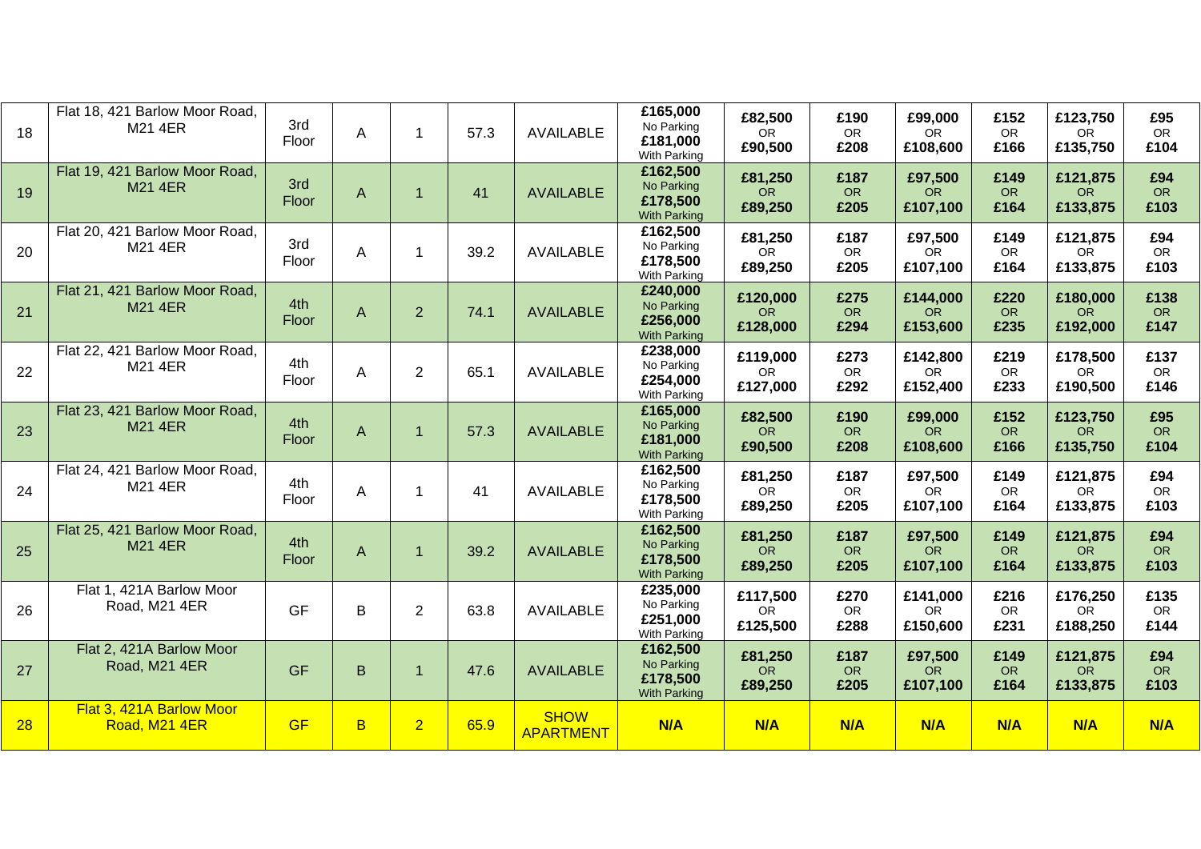| 18 | Flat 18, 421 Barlow Moor Road, M21 4ER | 3rd Floor | A | 1 | 57.3 | AVAILABLE | £165,000 No Parking £181,000 With Parking | £82,500 OR £90,500 | £190 OR £208 | £99,000 OR £108,600 | £152 OR £166 | £123,750 OR £135,750 | £95 OR £104 |
|---|---|---|---|---|---|---|---|---|---|---|---|---|---|
| 19 | Flat 19, 421 Barlow Moor Road, M21 4ER | 3rd Floor | A | 1 | 41 | AVAILABLE | £162,500 No Parking £178,500 With Parking | £81,250 OR £89,250 | £187 OR £205 | £97,500 OR £107,100 | £149 OR £164 | £121,875 OR £133,875 | £94 OR £103 |
| 20 | Flat 20, 421 Barlow Moor Road, M21 4ER | 3rd Floor | A | 1 | 39.2 | AVAILABLE | £162,500 No Parking £178,500 With Parking | £81,250 OR £89,250 | £187 OR £205 | £97,500 OR £107,100 | £149 OR £164 | £121,875 OR £133,875 | £94 OR £103 |
| 21 | Flat 21, 421 Barlow Moor Road, M21 4ER | 4th Floor | A | 2 | 74.1 | AVAILABLE | £240,000 No Parking £256,000 With Parking | £120,000 OR £128,000 | £275 OR £294 | £144,000 OR £153,600 | £220 OR £235 | £180,000 OR £192,000 | £138 OR £147 |
| 22 | Flat 22, 421 Barlow Moor Road, M21 4ER | 4th Floor | A | 2 | 65.1 | AVAILABLE | £238,000 No Parking £254,000 With Parking | £119,000 OR £127,000 | £273 OR £292 | £142,800 OR £152,400 | £219 OR £233 | £178,500 OR £190,500 | £137 OR £146 |
| 23 | Flat 23, 421 Barlow Moor Road, M21 4ER | 4th Floor | A | 1 | 57.3 | AVAILABLE | £165,000 No Parking £181,000 With Parking | £82,500 OR £90,500 | £190 OR £208 | £99,000 OR £108,600 | £152 OR £166 | £123,750 OR £135,750 | £95 OR £104 |
| 24 | Flat 24, 421 Barlow Moor Road, M21 4ER | 4th Floor | A | 1 | 41 | AVAILABLE | £162,500 No Parking £178,500 With Parking | £81,250 OR £89,250 | £187 OR £205 | £97,500 OR £107,100 | £149 OR £164 | £121,875 OR £133,875 | £94 OR £103 |
| 25 | Flat 25, 421 Barlow Moor Road, M21 4ER | 4th Floor | A | 1 | 39.2 | AVAILABLE | £162,500 No Parking £178,500 With Parking | £81,250 OR £89,250 | £187 OR £205 | £97,500 OR £107,100 | £149 OR £164 | £121,875 OR £133,875 | £94 OR £103 |
| 26 | Flat 1, 421A Barlow Moor Road, M21 4ER | GF | B | 2 | 63.8 | AVAILABLE | £235,000 No Parking £251,000 With Parking | £117,500 OR £125,500 | £270 OR £288 | £141,000 OR £150,600 | £216 OR £231 | £176,250 OR £188,250 | £135 OR £144 |
| 27 | Flat 2, 421A Barlow Moor Road, M21 4ER | GF | B | 1 | 47.6 | AVAILABLE | £162,500 No Parking £178,500 With Parking | £81,250 OR £89,250 | £187 OR £205 | £97,500 OR £107,100 | £149 OR £164 | £121,875 OR £133,875 | £94 OR £103 |
| 28 | Flat 3, 421A Barlow Moor Road, M21 4ER | GF | B | 2 | 65.9 | SHOW APARTMENT | N/A | N/A | N/A | N/A | N/A | N/A | N/A |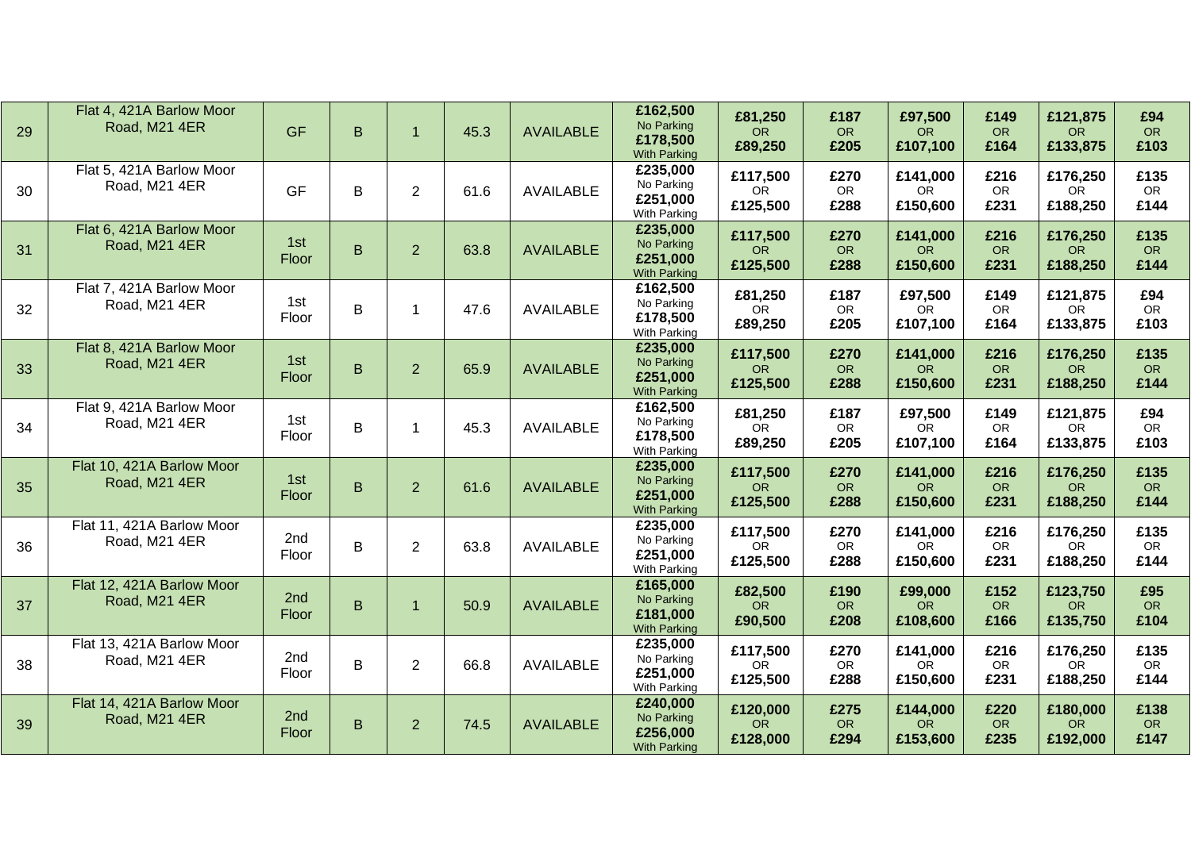| 29 | Flat 4, 421A Barlow Moor Road, M21 4ER | GF | B | 1 | 45.3 | AVAILABLE | £162,500 No Parking £178,500 With Parking | £81,250 OR £89,250 | £187 OR £205 | £97,500 OR £107,100 | £149 OR £164 | £121,875 OR £133,875 | £94 OR £103 |
|---|---|---|---|---|---|---|---|---|---|---|---|---|---|
| 30 | Flat 5, 421A Barlow Moor Road, M21 4ER | GF | B | 2 | 61.6 | AVAILABLE | £235,000 No Parking £251,000 With Parking | £117,500 OR £125,500 | £270 OR £288 | £141,000 OR £150,600 | £216 OR £231 | £176,250 OR £188,250 | £135 OR £144 |
| 31 | Flat 6, 421A Barlow Moor Road, M21 4ER | 1st Floor | B | 2 | 63.8 | AVAILABLE | £235,000 No Parking £251,000 With Parking | £117,500 OR £125,500 | £270 OR £288 | £141,000 OR £150,600 | £216 OR £231 | £176,250 OR £188,250 | £135 OR £144 |
| 32 | Flat 7, 421A Barlow Moor Road, M21 4ER | 1st Floor | B | 1 | 47.6 | AVAILABLE | £162,500 No Parking £178,500 With Parking | £81,250 OR £89,250 | £187 OR £205 | £97,500 OR £107,100 | £149 OR £164 | £121,875 OR £133,875 | £94 OR £103 |
| 33 | Flat 8, 421A Barlow Moor Road, M21 4ER | 1st Floor | B | 2 | 65.9 | AVAILABLE | £235,000 No Parking £251,000 With Parking | £117,500 OR £125,500 | £270 OR £288 | £141,000 OR £150,600 | £216 OR £231 | £176,250 OR £188,250 | £135 OR £144 |
| 34 | Flat 9, 421A Barlow Moor Road, M21 4ER | 1st Floor | B | 1 | 45.3 | AVAILABLE | £162,500 No Parking £178,500 With Parking | £81,250 OR £89,250 | £187 OR £205 | £97,500 OR £107,100 | £149 OR £164 | £121,875 OR £133,875 | £94 OR £103 |
| 35 | Flat 10, 421A Barlow Moor Road, M21 4ER | 1st Floor | B | 2 | 61.6 | AVAILABLE | £235,000 No Parking £251,000 With Parking | £117,500 OR £125,500 | £270 OR £288 | £141,000 OR £150,600 | £216 OR £231 | £176,250 OR £188,250 | £135 OR £144 |
| 36 | Flat 11, 421A Barlow Moor Road, M21 4ER | 2nd Floor | B | 2 | 63.8 | AVAILABLE | £235,000 No Parking £251,000 With Parking | £117,500 OR £125,500 | £270 OR £288 | £141,000 OR £150,600 | £216 OR £231 | £176,250 OR £188,250 | £135 OR £144 |
| 37 | Flat 12, 421A Barlow Moor Road, M21 4ER | 2nd Floor | B | 1 | 50.9 | AVAILABLE | £165,000 No Parking £181,000 With Parking | £82,500 OR £90,500 | £190 OR £208 | £99,000 OR £108,600 | £152 OR £166 | £123,750 OR £135,750 | £95 OR £104 |
| 38 | Flat 13, 421A Barlow Moor Road, M21 4ER | 2nd Floor | B | 2 | 66.8 | AVAILABLE | £235,000 No Parking £251,000 With Parking | £117,500 OR £125,500 | £270 OR £288 | £141,000 OR £150,600 | £216 OR £231 | £176,250 OR £188,250 | £135 OR £144 |
| 39 | Flat 14, 421A Barlow Moor Road, M21 4ER | 2nd Floor | B | 2 | 74.5 | AVAILABLE | £240,000 No Parking £256,000 With Parking | £120,000 OR £128,000 | £275 OR £294 | £144,000 OR £153,600 | £220 OR £235 | £180,000 OR £192,000 | £138 OR £147 |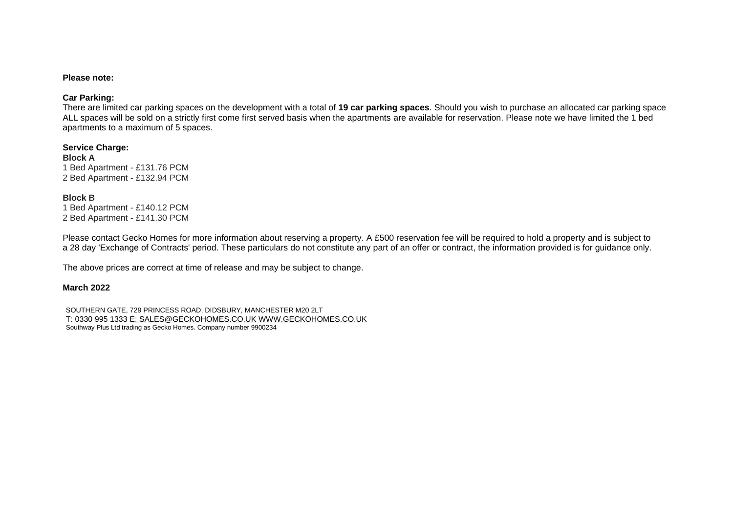**Please note:**

**Car Parking:**
There are limited car parking spaces on the development with a total of **19 car parking spaces**. Should you wish to purchase an allocated car parking space ALL spaces will be sold on a strictly first come first served basis when the apartments are available for reservation. Please note we have limited the 1 bed apartments to a maximum of 5 spaces.

**Service Charge:**
**Block A**
1 Bed Apartment - £131.76 PCM
2 Bed Apartment - £132.94 PCM

**Block B**
1 Bed Apartment - £140.12 PCM
2 Bed Apartment - £141.30 PCM

Please contact Gecko Homes for more information about reserving a property. A £500 reservation fee will be required to hold a property and is subject to a 28 day 'Exchange of Contracts' period. These particulars do not constitute any part of an offer or contract, the information provided is for guidance only.

The above prices are correct at time of release and may be subject to change.

**March 2022**

SOUTHERN GATE, 729 PRINCESS ROAD, DIDSBURY, MANCHESTER M20 2LT
T: 0330 995 1333 E: SALES@GECKOHOMES.CO.UK WWW.GECKOHOMES.CO.UK
Southway Plus Ltd trading as Gecko Homes. Company number 9900234